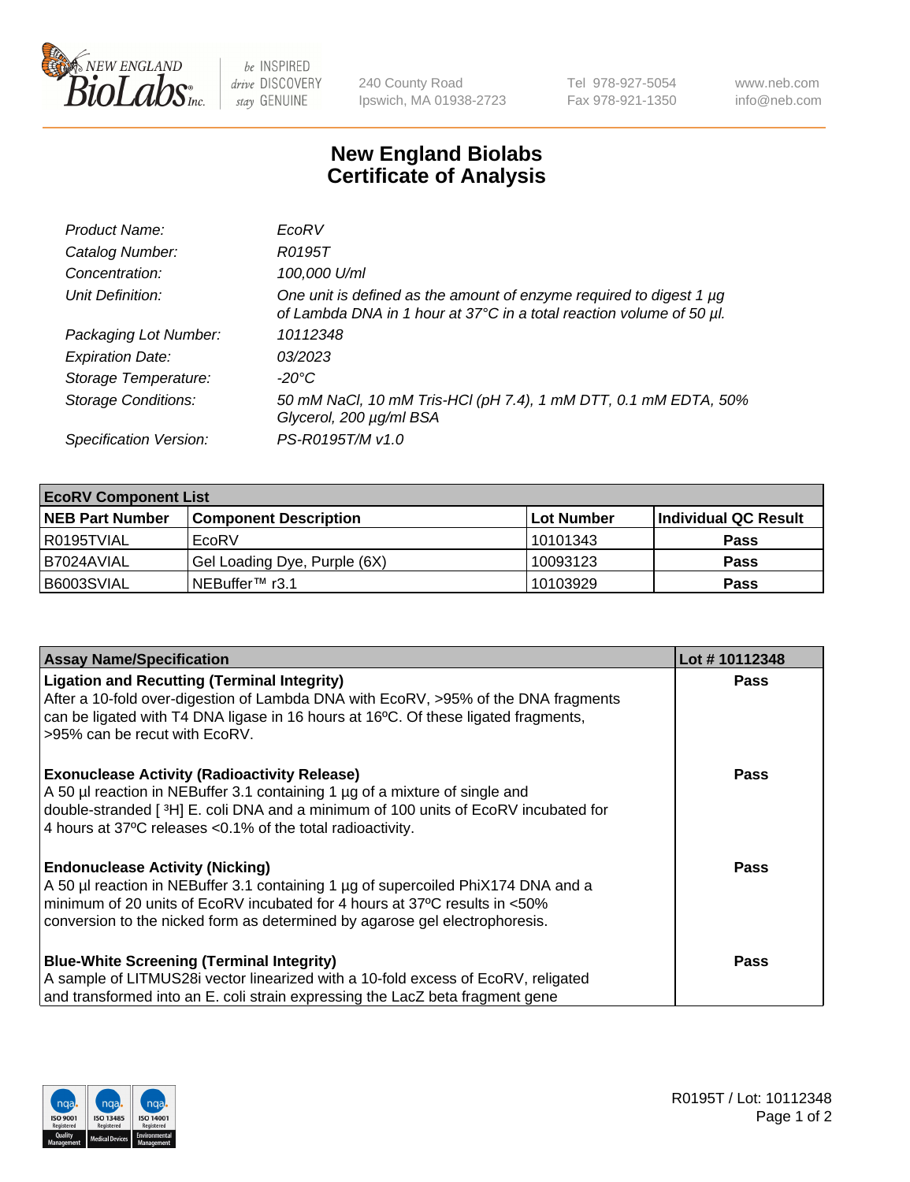# New England Biolabs
# Certificate of Analysis

| | |
|---|---|
| *Product Name:* | *EcoRV* |
| *Catalog Number:* | *R0195T* |
| *Concentration:* | *100,000 U/ml* |
| *Unit Definition:* | *One unit is defined as the amount of enzyme required to digest 1 µg of Lambda DNA in 1 hour at 37°C in a total reaction volume of 50 µl.* |
| *Packaging Lot Number:* | *10112348* |
| *Expiration Date:* | *03/2023* |
| *Storage Temperature:* | *-20°C* |
| *Storage Conditions:* | *50 mM NaCl, 10 mM Tris-HCl (pH 7.4), 1 mM DTT, 0.1 mM EDTA, 50% Glycerol, 200 µg/ml BSA* |
| *Specification Version:* | *PS-R0195T/M v1.0* |

| **EcoRV Component List** | | | |
|---|---|---|---|
| **NEB Part Number** | **Component Description** | **Lot Number** | **Individual QC Result** |
| R0195TVIAL | EcoRV | 10101343 | **Pass** |
| B7024AVIAL | Gel Loading Dye, Purple (6X) | 10093123 | **Pass** |
| B6003SVIAL | NEBuffer™ r3.1 | 10103929 | **Pass** |

| **Assay Name/Specification** | **Lot # 10112348** |
|---|---|
| **Ligation and Recutting (Terminal Integrity)** After a 10-fold over-digestion of Lambda DNA with EcoRV, >95% of the DNA fragments can be ligated with T4 DNA ligase in 16 hours at 16ºC. Of these ligated fragments, >95% can be recut with EcoRV. | **Pass** |
| **Exonuclease Activity (Radioactivity Release)** A 50 µl reaction in NEBuffer 3.1 containing 1 µg of a mixture of single and double-stranded [ $^{3}$H] E. coli DNA and a minimum of 100 units of EcoRV incubated for 4 hours at 37ºC releases <0.1% of the total radioactivity. | **Pass** |
| **Endonuclease Activity (Nicking)** A 50 µl reaction in NEBuffer 3.1 containing 1 µg of supercoiled PhiX174 DNA and a minimum of 20 units of EcoRV incubated for 4 hours at 37ºC results in <50% conversion to the nicked form as determined by agarose gel electrophoresis. | **Pass** |
| **Blue-White Screening (Terminal Integrity)** A sample of LITMUS28i vector linearized with a 10-fold excess of EcoRV, religated and transformed into an E. coli strain expressing the LacZ beta fragment gene | **Pass** |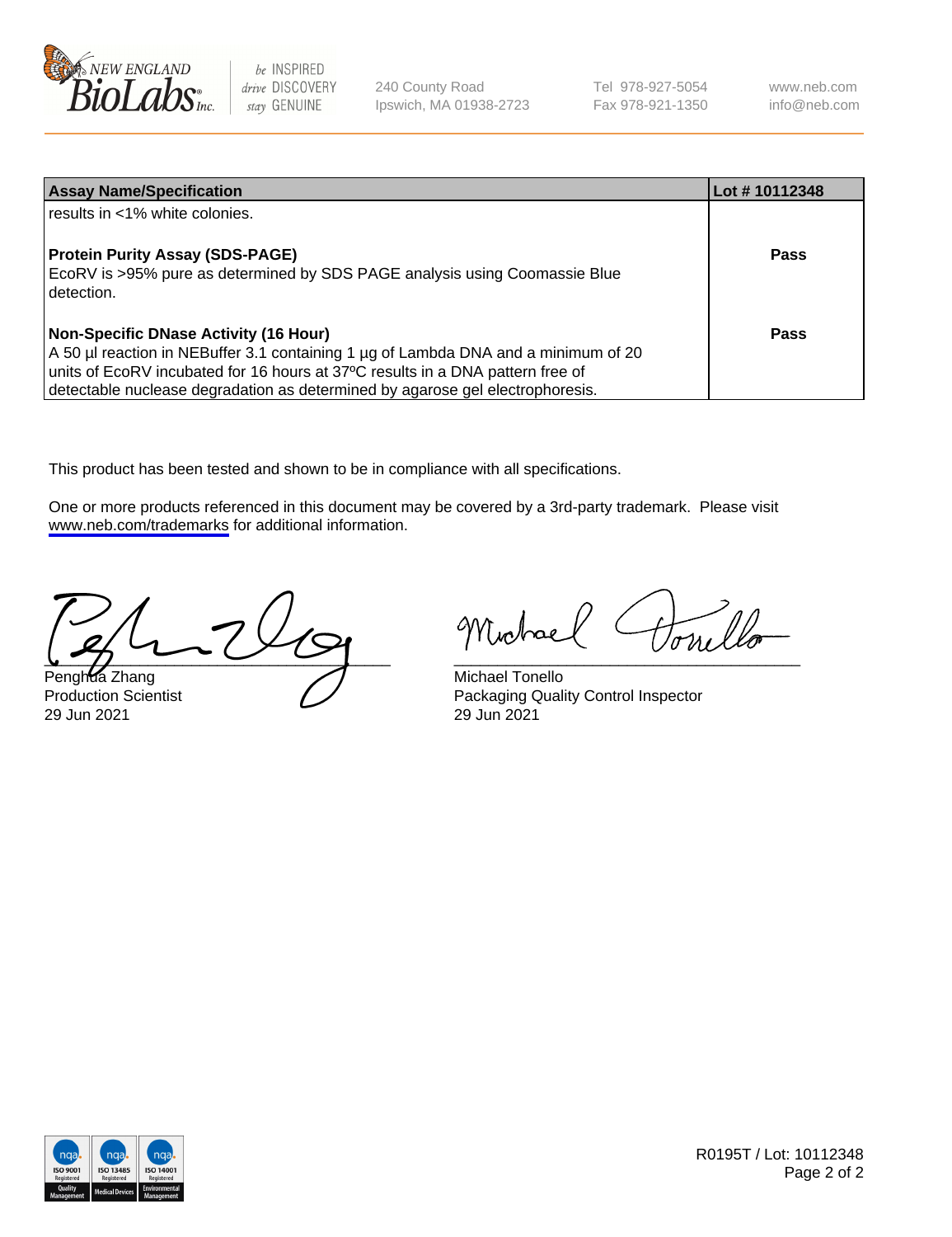| Assay Name/Specification | Lot # 10112348 |
|---|---|
| results in <1% white colonies. | |
| **Protein Purity Assay (SDS-PAGE)**<br>EcoRV is >95% pure as determined by SDS PAGE analysis using Coomassie Blue detection. | **Pass** |
| **Non-Specific DNase Activity (16 Hour)**<br>A 50 µl reaction in NEBuffer 3.1 containing 1 µg of Lambda DNA and a minimum of 20 units of EcoRV incubated for 16 hours at 37ºC results in a DNA pattern free of detectable nuclease degradation as determined by agarose gel electrophoresis. | **Pass** |

This product has been tested and shown to be in compliance with all specifications.

One or more products referenced in this document may be covered by a 3rd-party trademark. Please visit www.neb.com/trademarks for additional information.

Penghua Zhang
Production Scientist
29 Jun 2021

Michael Tonello
Packaging Quality Control Inspector
29 Jun 2021

R0195T / Lot: 10112348